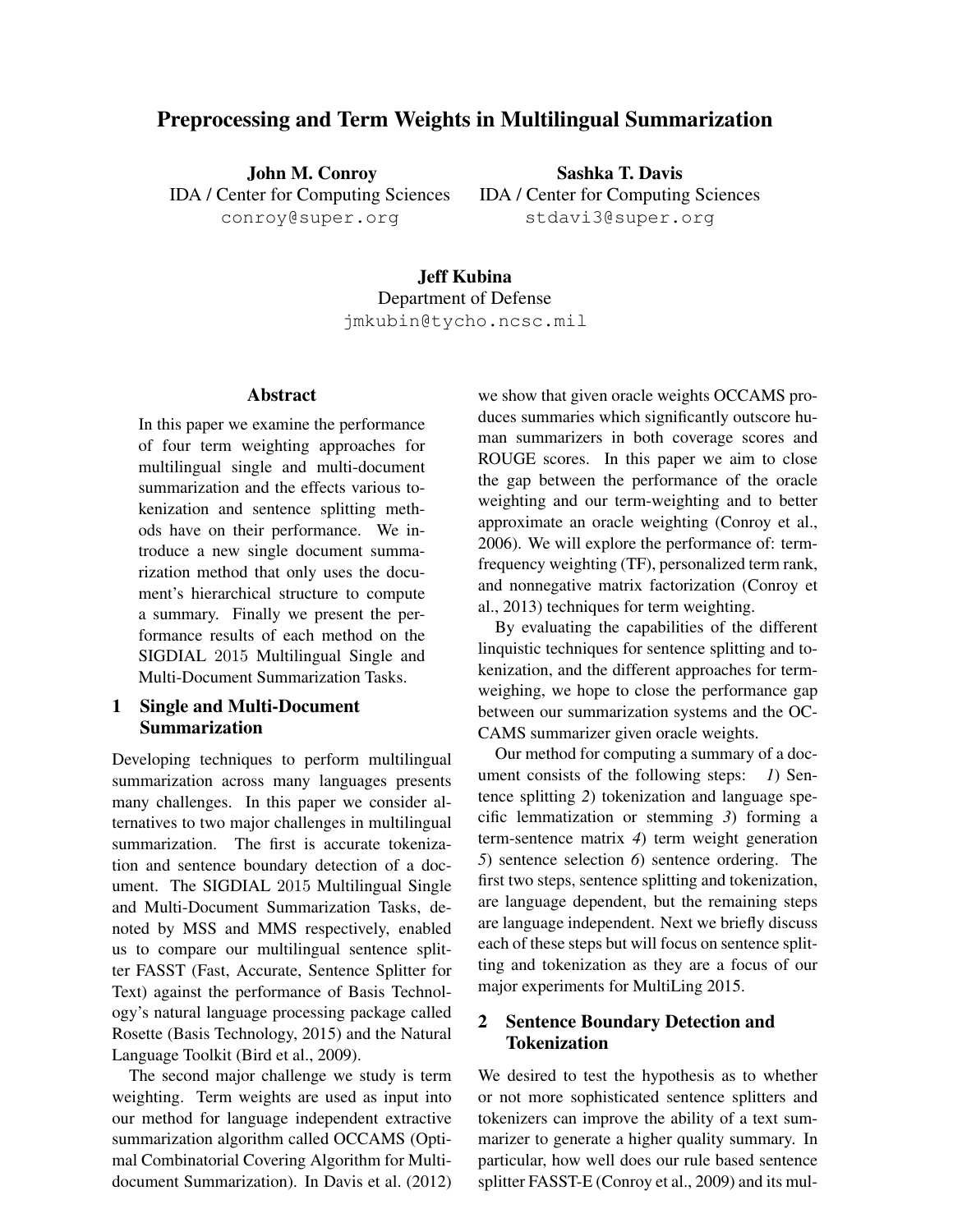# Preprocessing and Term Weights in Multilingual Summarization

**John M. Conroy**
IDA / Center for Computing Sciences
conroy@super.org

**Sashka T. Davis**
IDA / Center for Computing Sciences
stdavi3@super.org

**Jeff Kubina**
Department of Defense
jmkubin@tycho.ncsc.mil

## Abstract

In this paper we examine the performance of four term weighting approaches for multilingual single and multi-document summarization and the effects various tokenization and sentence splitting methods have on their performance. We introduce a new single document summarization method that only uses the document's hierarchical structure to compute a summary. Finally we present the performance results of each method on the SIGDIAL 2015 Multilingual Single and Multi-Document Summarization Tasks.

## 1 Single and Multi-Document Summarization

Developing techniques to perform multilingual summarization across many languages presents many challenges. In this paper we consider alternatives to two major challenges in multilingual summarization. The first is accurate tokenization and sentence boundary detection of a document. The SIGDIAL 2015 Multilingual Single and Multi-Document Summarization Tasks, denoted by MSS and MMS respectively, enabled us to compare our multilingual sentence splitter FASST (Fast, Accurate, Sentence Splitter for Text) against the performance of Basis Technology's natural language processing package called Rosette (Basis Technology, 2015) and the Natural Language Toolkit (Bird et al., 2009).

The second major challenge we study is term weighting. Term weights are used as input into our method for language independent extractive summarization algorithm called OCCAMS (Optimal Combinatorial Covering Algorithm for Multi-document Summarization). In Davis et al. (2012) we show that given oracle weights OCCAMS produces summaries which significantly outscore human summarizers in both coverage scores and ROUGE scores. In this paper we aim to close the gap between the performance of the oracle weighting and our term-weighting and to better approximate an oracle weighting (Conroy et al., 2006). We will explore the performance of: term-frequency weighting (TF), personalized term rank, and nonnegative matrix factorization (Conroy et al., 2013) techniques for term weighting.

By evaluating the capabilities of the different linquistic techniques for sentence splitting and tokenization, and the different approaches for term-weighing, we hope to close the performance gap between our summarization systems and the OCCAMS summarizer given oracle weights.

Our method for computing a summary of a document consists of the following steps: *1*) Sentence splitting *2*) tokenization and language specific lemmatization or stemming *3*) forming a term-sentence matrix *4*) term weight generation *5*) sentence selection *6*) sentence ordering. The first two steps, sentence splitting and tokenization, are language dependent, but the remaining steps are language independent. Next we briefly discuss each of these steps but will focus on sentence splitting and tokenization as they are a focus of our major experiments for MultiLing 2015.

## 2 Sentence Boundary Detection and Tokenization

We desired to test the hypothesis as to whether or not more sophisticated sentence splitters and tokenizers can improve the ability of a text summarizer to generate a higher quality summary. In particular, how well does our rule based sentence splitter FASST-E (Conroy et al., 2009) and its mul-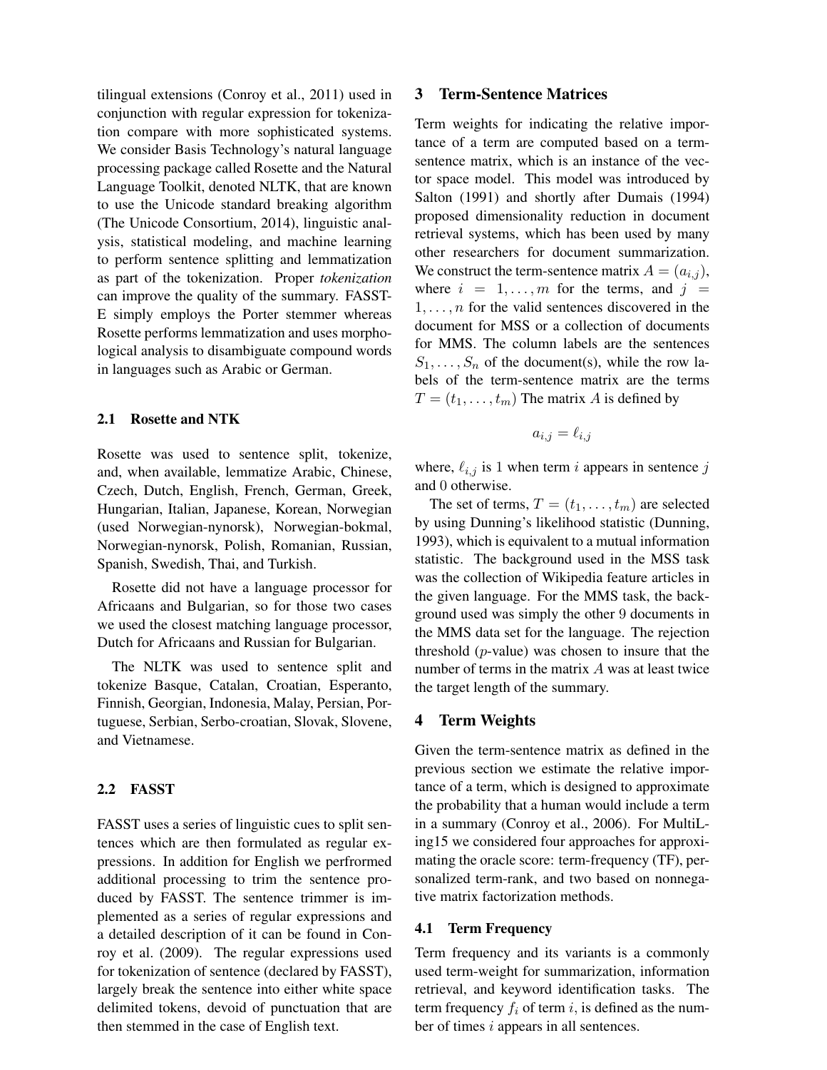tilingual extensions (Conroy et al., 2011) used in conjunction with regular expression for tokenization compare with more sophisticated systems. We consider Basis Technology's natural language processing package called Rosette and the Natural Language Toolkit, denoted NLTK, that are known to use the Unicode standard breaking algorithm (The Unicode Consortium, 2014), linguistic analysis, statistical modeling, and machine learning to perform sentence splitting and lemmatization as part of the tokenization. Proper *tokenization* can improve the quality of the summary. FASST-E simply employs the Porter stemmer whereas Rosette performs lemmatization and uses morphological analysis to disambiguate compound words in languages such as Arabic or German.

### 2.1 Rosette and NTK

Rosette was used to sentence split, tokenize, and, when available, lemmatize Arabic, Chinese, Czech, Dutch, English, French, German, Greek, Hungarian, Italian, Japanese, Korean, Norwegian (used Norwegian-nynorsk), Norwegian-bokmal, Norwegian-nynorsk, Polish, Romanian, Russian, Spanish, Swedish, Thai, and Turkish.

Rosette did not have a language processor for Africaans and Bulgarian, so for those two cases we used the closest matching language processor, Dutch for Africaans and Russian for Bulgarian.

The NLTK was used to sentence split and tokenize Basque, Catalan, Croatian, Esperanto, Finnish, Georgian, Indonesia, Malay, Persian, Portuguese, Serbian, Serbo-croatian, Slovak, Slovene, and Vietnamese.

### 2.2 FASST

FASST uses a series of linguistic cues to split sentences which are then formulated as regular expressions. In addition for English we perfrormed additional processing to trim the sentence produced by FASST. The sentence trimmer is implemented as a series of regular expressions and a detailed description of it can be found in Conroy et al. (2009). The regular expressions used for tokenization of sentence (declared by FASST), largely break the sentence into either white space delimited tokens, devoid of punctuation that are then stemmed in the case of English text.

## 3 Term-Sentence Matrices

Term weights for indicating the relative importance of a term are computed based on a term-sentence matrix, which is an instance of the vector space model. This model was introduced by Salton (1991) and shortly after Dumais (1994) proposed dimensionality reduction in document retrieval systems, which has been used by many other researchers for document summarization. We construct the term-sentence matrix $A = (a_{i,j})$, where $i = 1, \ldots, m$ for the terms, and $j = 1, \ldots, n$ for the valid sentences discovered in the document for MSS or a collection of documents for MMS. The column labels are the sentences $S_1, \ldots, S_n$ of the document(s), while the row labels of the term-sentence matrix are the terms $T = (t_1, \ldots, t_m)$ The matrix $A$ is defined by

$$a_{i,j} = \ell_{i,j}$$

where, $\ell_{i,j}$ is 1 when term $i$ appears in sentence $j$ and 0 otherwise.

The set of terms, $T = (t_1, \ldots, t_m)$ are selected by using Dunning's likelihood statistic (Dunning, 1993), which is equivalent to a mutual information statistic. The background used in the MSS task was the collection of Wikipedia feature articles in the given language. For the MMS task, the background used was simply the other 9 documents in the MMS data set for the language. The rejection threshold ($p$-value) was chosen to insure that the number of terms in the matrix $A$ was at least twice the target length of the summary.

## 4 Term Weights

Given the term-sentence matrix as defined in the previous section we estimate the relative importance of a term, which is designed to approximate the probability that a human would include a term in a summary (Conroy et al., 2006). For MultiLing15 we considered four approaches for approximating the oracle score: term-frequency (TF), personalized term-rank, and two based on nonnegative matrix factorization methods.

### 4.1 Term Frequency

Term frequency and its variants is a commonly used term-weight for summarization, information retrieval, and keyword identification tasks. The term frequency $f_i$ of term $i$, is defined as the number of times $i$ appears in all sentences.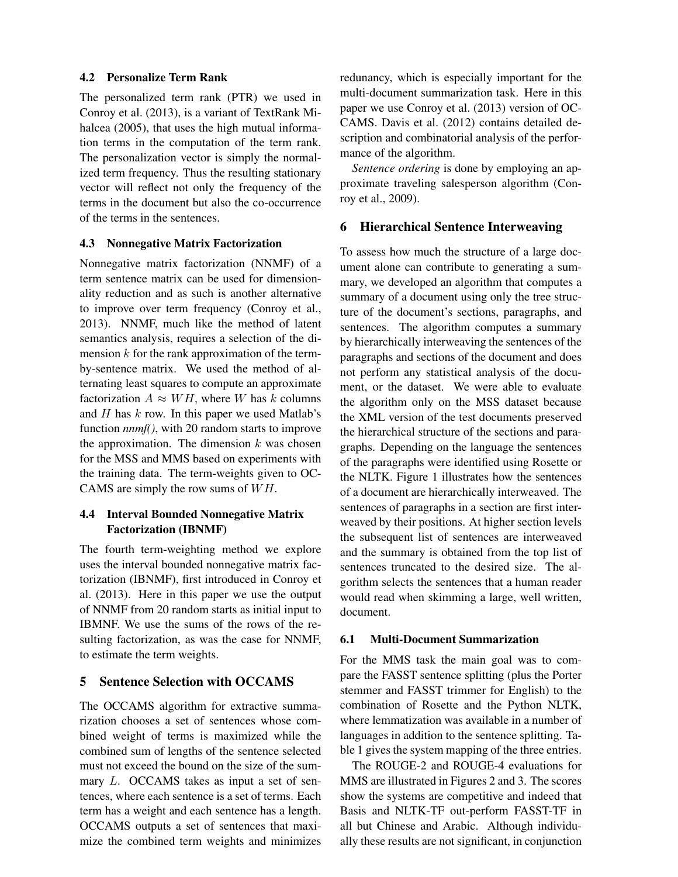### 4.2 Personalize Term Rank

The personalized term rank (PTR) we used in Conroy et al. (2013), is a variant of TextRank Mihalcea (2005), that uses the high mutual information terms in the computation of the term rank. The personalization vector is simply the normalized term frequency. Thus the resulting stationary vector will reflect not only the frequency of the terms in the document but also the co-occurrence of the terms in the sentences.

### 4.3 Nonnegative Matrix Factorization

Nonnegative matrix factorization (NNMF) of a term sentence matrix can be used for dimensionality reduction and as such is another alternative to improve over term frequency (Conroy et al., 2013). NNMF, much like the method of latent semantics analysis, requires a selection of the dimension $k$ for the rank approximation of the term-by-sentence matrix. We used the method of alternating least squares to compute an approximate factorization $A \approx WH$, where $W$ has $k$ columns and $H$ has $k$ row. In this paper we used Matlab's function *nnmf()*, with 20 random starts to improve the approximation. The dimension $k$ was chosen for the MSS and MMS based on experiments with the training data. The term-weights given to OCCAMS are simply the row sums of $WH$.

### 4.4 Interval Bounded Nonnegative Matrix Factorization (IBNMF)

The fourth term-weighting method we explore uses the interval bounded nonnegative matrix factorization (IBNMF), first introduced in Conroy et al. (2013). Here in this paper we use the output of NNMF from 20 random starts as initial input to IBMNF. We use the sums of the rows of the resulting factorization, as was the case for NNMF, to estimate the term weights.

## 5 Sentence Selection with OCCAMS

The OCCAMS algorithm for extractive summarization chooses a set of sentences whose combined weight of terms is maximized while the combined sum of lengths of the sentence selected must not exceed the bound on the size of the summary $L$. OCCAMS takes as input a set of sentences, where each sentence is a set of terms. Each term has a weight and each sentence has a length. OCCAMS outputs a set of sentences that maximize the combined term weights and minimizes redunancy, which is especially important for the multi-document summarization task. Here in this paper we use Conroy et al. (2013) version of OCCAMS. Davis et al. (2012) contains detailed description and combinatorial analysis of the performance of the algorithm.

*Sentence ordering* is done by employing an approximate traveling salesperson algorithm (Conroy et al., 2009).

## 6 Hierarchical Sentence Interweaving

To assess how much the structure of a large document alone can contribute to generating a summary, we developed an algorithm that computes a summary of a document using only the tree structure of the document's sections, paragraphs, and sentences. The algorithm computes a summary by hierarchically interweaving the sentences of the paragraphs and sections of the document and does not perform any statistical analysis of the document, or the dataset. We were able to evaluate the algorithm only on the MSS dataset because the XML version of the test documents preserved the hierarchical structure of the sections and paragraphs. Depending on the language the sentences of the paragraphs were identified using Rosette or the NLTK. Figure 1 illustrates how the sentences of a document are hierarchically interweaved. The sentences of paragraphs in a section are first interweaved by their positions. At higher section levels the subsequent list of sentences are interweaved and the summary is obtained from the top list of sentences truncated to the desired size. The algorithm selects the sentences that a human reader would read when skimming a large, well written, document.

### 6.1 Multi-Document Summarization

For the MMS task the main goal was to compare the FASST sentence splitting (plus the Porter stemmer and FASST trimmer for English) to the combination of Rosette and the Python NLTK, where lemmatization was available in a number of languages in addition to the sentence splitting. Table 1 gives the system mapping of the three entries.

The ROUGE-2 and ROUGE-4 evaluations for MMS are illustrated in Figures 2 and 3. The scores show the systems are competitive and indeed that Basis and NLTK-TF out-perform FASST-TF in all but Chinese and Arabic. Although individually these results are not significant, in conjunction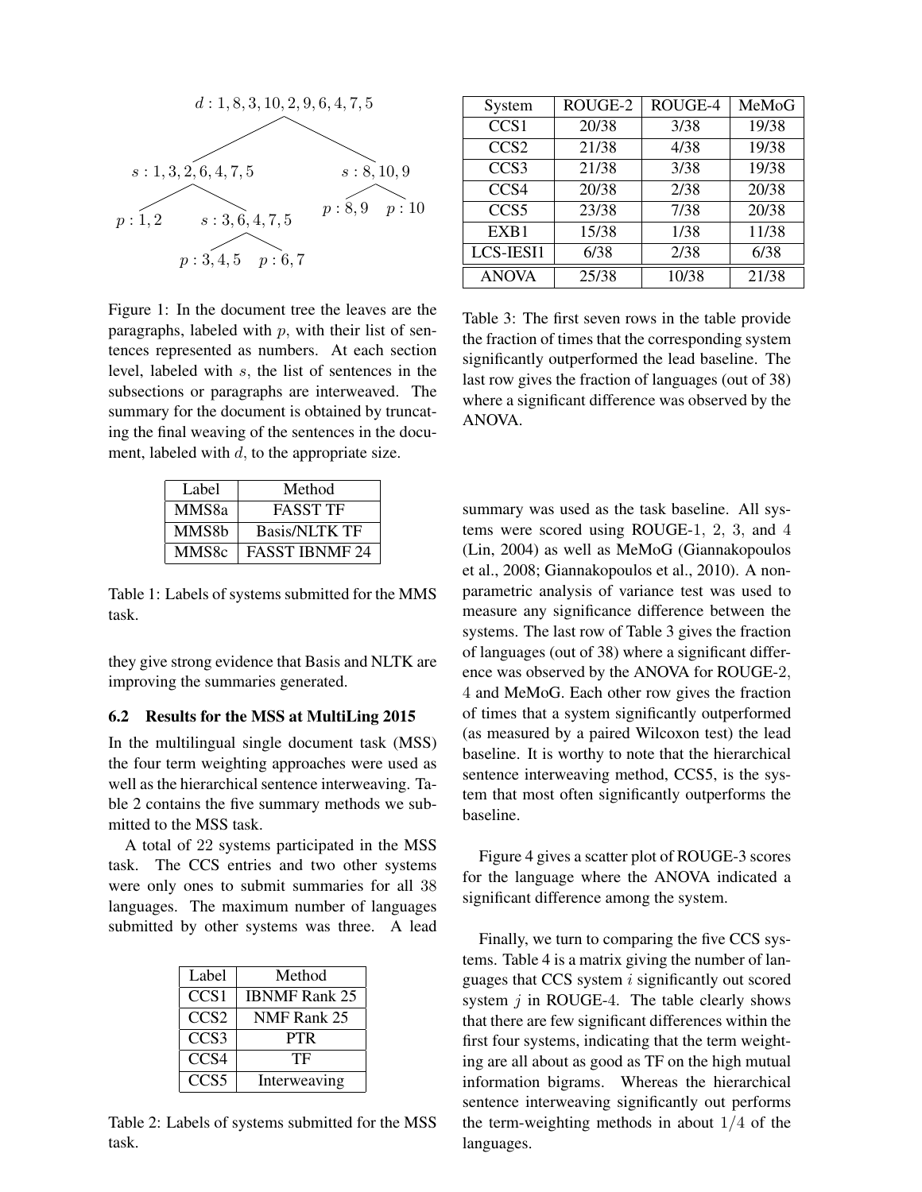$d : 1, 8, 3, 10, 2, 9, 6, 4, 7, 5$

$s : 1, 3, 2, 6, 4, 7, 5$ $s : 8, 10, 9$

$p : 1, 2$ $s : 3, 6, 4, 7, 5$ $p : 8, 9$ $p : 10$

$p : 3, 4, 5$ $p : 6, 7$

Figure 1: In the document tree the leaves are the paragraphs, labeled with $p$, with their list of sentences represented as numbers. At each section level, labeled with $s$, the list of sentences in the subsections or paragraphs are interweaved. The summary for the document is obtained by truncating the final weaving of the sentences in the document, labeled with $d$, to the appropriate size.

| Label | Method |
|---|---|
| MMS8a | FASST TF |
| MMS8b | Basis/NLTK TF |
| MMS8c | FASST IBNMF 24 |

Table 1: Labels of systems submitted for the MMS task.

they give strong evidence that Basis and NLTK are improving the summaries generated.

### 6.2 Results for the MSS at MultiLing 2015

In the multilingual single document task (MSS) the four term weighting approaches were used as well as the hierarchical sentence interweaving. Table 2 contains the five summary methods we submitted to the MSS task.

A total of 22 systems participated in the MSS task. The CCS entries and two other systems were only ones to submit summaries for all 38 languages. The maximum number of languages submitted by other systems was three. A lead summary was used as the task baseline. All systems were scored using ROUGE-1, 2, 3, and 4 (Lin, 2004) as well as MeMoG (Giannakopoulos et al., 2008; Giannakopoulos et al., 2010). A non-parametric analysis of variance test was used to measure any significance difference between the systems. The last row of Table 3 gives the fraction of languages (out of 38) where a significant difference was observed by the ANOVA for ROUGE-2, 4 and MeMoG. Each other row gives the fraction of times that a system significantly outperformed (as measured by a paired Wilcoxon test) the lead baseline. It is worthy to note that the hierarchical sentence interweaving method, CCS5, is the system that most often significantly outperforms the baseline.

| Label | Method |
|---|---|
| CCS1 | IBNMF Rank 25 |
| CCS2 | NMF Rank 25 |
| CCS3 | PTR |
| CCS4 | TF |
| CCS5 | Interweaving |

Table 2: Labels of systems submitted for the MSS task.

| System | ROUGE-2 | ROUGE-4 | MeMoG |
|---|---|---|---|
| CCS1 | 20/38 | 3/38 | 19/38 |
| CCS2 | 21/38 | 4/38 | 19/38 |
| CCS3 | 21/38 | 3/38 | 19/38 |
| CCS4 | 20/38 | 2/38 | 20/38 |
| CCS5 | 23/38 | 7/38 | 20/38 |
| EXB1 | 15/38 | 1/38 | 11/38 |
| LCS-IESI1 | 6/38 | 2/38 | 6/38 |
| ANOVA | 25/38 | 10/38 | 21/38 |

Table 3: The first seven rows in the table provide the fraction of times that the corresponding system significantly outperformed the lead baseline. The last row gives the fraction of languages (out of 38) where a significant difference was observed by the ANOVA.

Figure 4 gives a scatter plot of ROUGE-3 scores for the language where the ANOVA indicated a significant difference among the system.

Finally, we turn to comparing the five CCS systems. Table 4 is a matrix giving the number of languages that CCS system $i$ significantly out scored system $j$ in ROUGE-4. The table clearly shows that there are few significant differences within the first four systems, indicating that the term weighting are all about as good as TF on the high mutual information bigrams. Whereas the hierarchical sentence interweaving significantly out performs the term-weighting methods in about $1/4$ of the languages.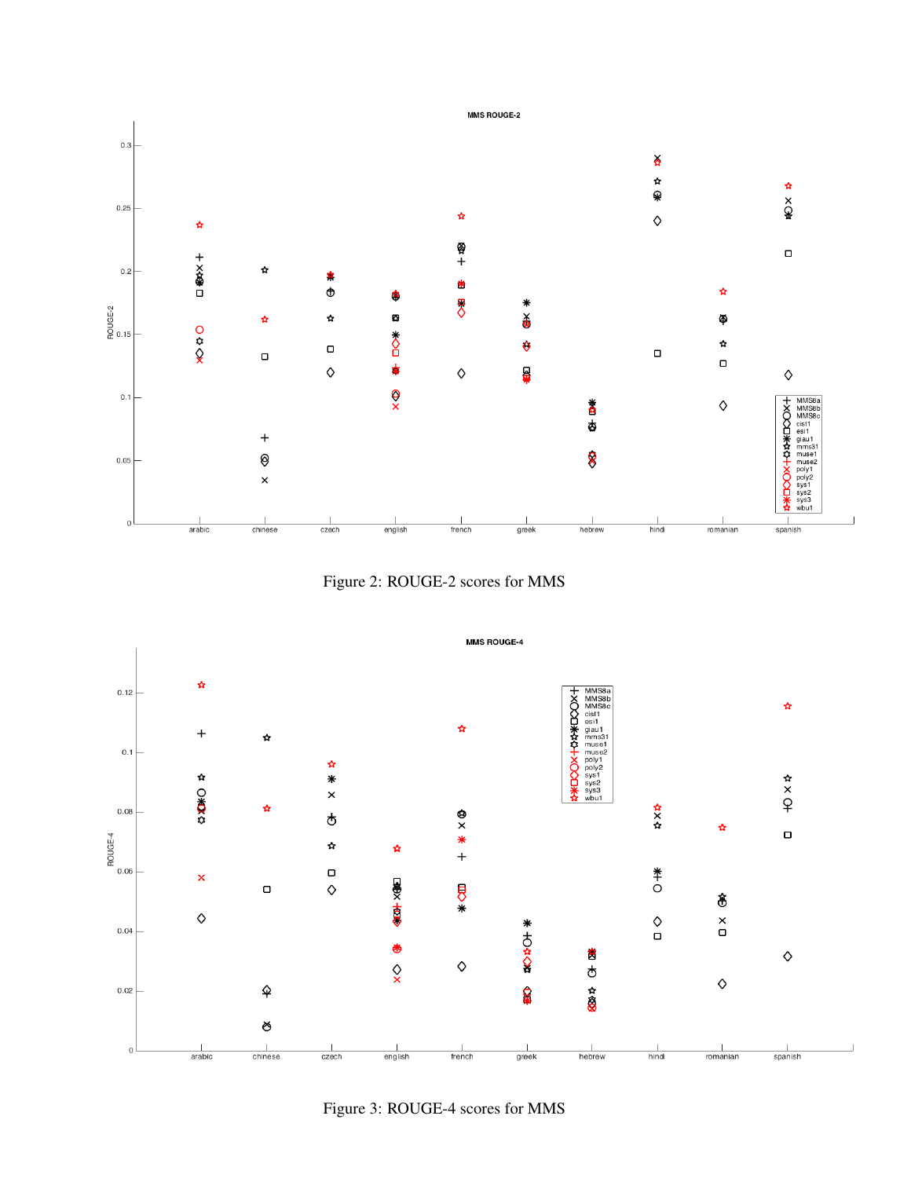Figure 2: ROUGE-2 scores for MMS

Figure 3: ROUGE-4 scores for MMS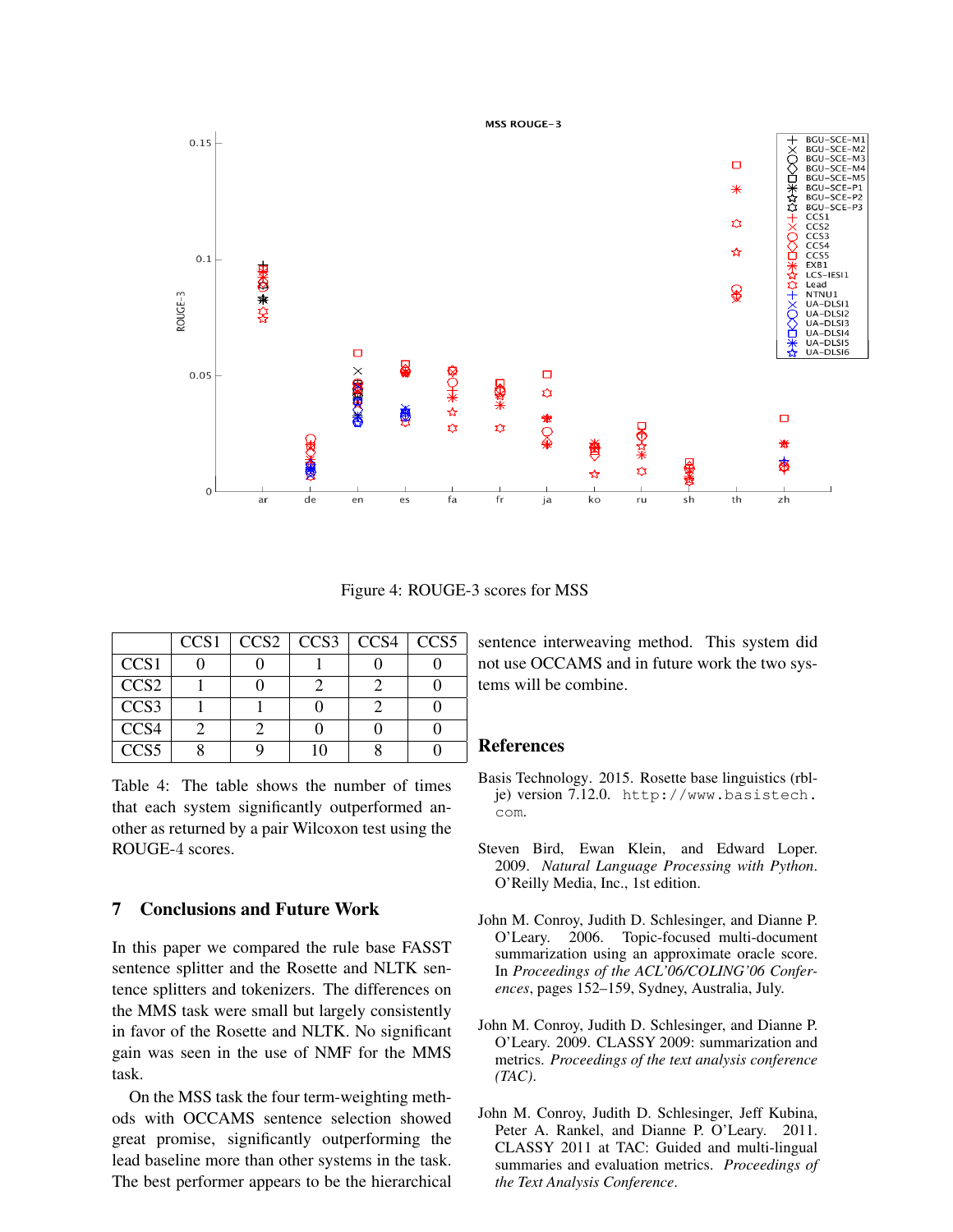Figure 4: ROUGE-3 scores for MSS

|  | CCS1 | CCS2 | CCS3 | CCS4 | CCS5 |
|---|---|---|---|---|---|
| CCS1 | 0 | 0 | 1 | 0 | 0 |
| CCS2 | 1 | 0 | 2 | 2 | 0 |
| CCS3 | 1 | 1 | 0 | 2 | 0 |
| CCS4 | 2 | 2 | 0 | 0 | 0 |
| CCS5 | 8 | 9 | 10 | 8 | 0 |

Table 4: The table shows the number of times that each system significantly outperformed another as returned by a pair Wilcoxon test using the ROUGE-4 scores.

## 7 Conclusions and Future Work

In this paper we compared the rule base FASST sentence splitter and the Rosette and NLTK sentence splitters and tokenizers. The differences on the MMS task were small but largely consistently in favor of the Rosette and NLTK. No significant gain was seen in the use of NMF for the MMS task.

On the MSS task the four term-weighting methods with OCCAMS sentence selection showed great promise, significantly outperforming the lead baseline more than other systems in the task. The best performer appears to be the hierarchical sentence interweaving method. This system did not use OCCAMS and in future work the two systems will be combine.

## References

Basis Technology. 2015. Rosette base linguistics (rbl-je) version 7.12.0. http://www.basistech.com.

Steven Bird, Ewan Klein, and Edward Loper. 2009. *Natural Language Processing with Python*. O'Reilly Media, Inc., 1st edition.

John M. Conroy, Judith D. Schlesinger, and Dianne P. O'Leary. 2006. Topic-focused multi-document summarization using an approximate oracle score. In *Proceedings of the ACL'06/COLING'06 Conferences*, pages 152–159, Sydney, Australia, July.

John M. Conroy, Judith D. Schlesinger, and Dianne P. O'Leary. 2009. CLASSY 2009: summarization and metrics. *Proceedings of the text analysis conference (TAC)*.

John M. Conroy, Judith D. Schlesinger, Jeff Kubina, Peter A. Rankel, and Dianne P. O'Leary. 2011. CLASSY 2011 at TAC: Guided and multi-lingual summaries and evaluation metrics. *Proceedings of the Text Analysis Conference*.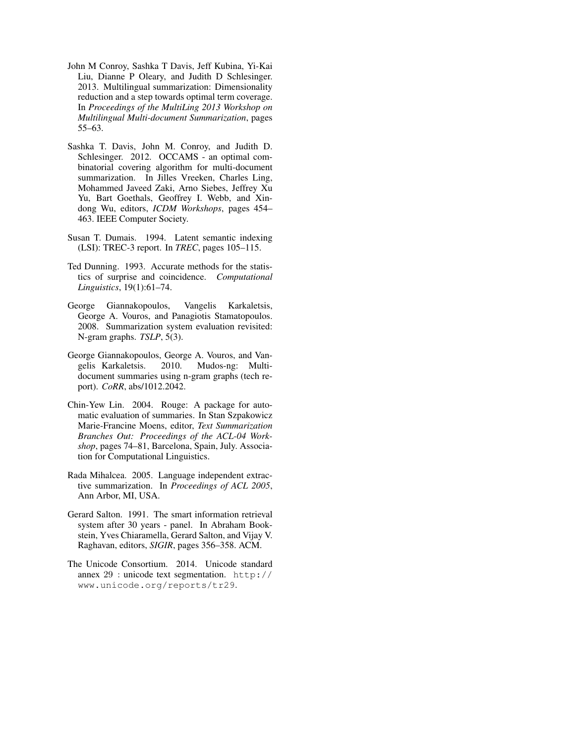John M Conroy, Sashka T Davis, Jeff Kubina, Yi-Kai Liu, Dianne P Oleary, and Judith D Schlesinger. 2013. Multilingual summarization: Dimensionality reduction and a step towards optimal term coverage. In *Proceedings of the MultiLing 2013 Workshop on Multilingual Multi-document Summarization*, pages 55–63.

Sashka T. Davis, John M. Conroy, and Judith D. Schlesinger. 2012. OCCAMS - an optimal combinatorial covering algorithm for multi-document summarization. In Jilles Vreeken, Charles Ling, Mohammed Javeed Zaki, Arno Siebes, Jeffrey Xu Yu, Bart Goethals, Geoffrey I. Webb, and Xindong Wu, editors, *ICDM Workshops*, pages 454–463. IEEE Computer Society.

Susan T. Dumais. 1994. Latent semantic indexing (LSI): TREC-3 report. In *TREC*, pages 105–115.

Ted Dunning. 1993. Accurate methods for the statistics of surprise and coincidence. *Computational Linguistics*, 19(1):61–74.

George Giannakopoulos, Vangelis Karkaletsis, George A. Vouros, and Panagiotis Stamatopoulos. 2008. Summarization system evaluation revisited: N-gram graphs. *TSLP*, 5(3).

George Giannakopoulos, George A. Vouros, and Vangelis Karkaletsis. 2010. Mudos-ng: Multi-document summaries using n-gram graphs (tech report). *CoRR*, abs/1012.2042.

Chin-Yew Lin. 2004. Rouge: A package for automatic evaluation of summaries. In Stan Szpakowicz Marie-Francine Moens, editor, *Text Summarization Branches Out: Proceedings of the ACL-04 Workshop*, pages 74–81, Barcelona, Spain, July. Association for Computational Linguistics.

Rada Mihalcea. 2005. Language independent extractive summarization. In *Proceedings of ACL 2005*, Ann Arbor, MI, USA.

Gerard Salton. 1991. The smart information retrieval system after 30 years - panel. In Abraham Bookstein, Yves Chiaramella, Gerard Salton, and Vijay V. Raghavan, editors, *SIGIR*, pages 356–358. ACM.

The Unicode Consortium. 2014. Unicode standard annex 29 : unicode text segmentation. `http://www.unicode.org/reports/tr29`.